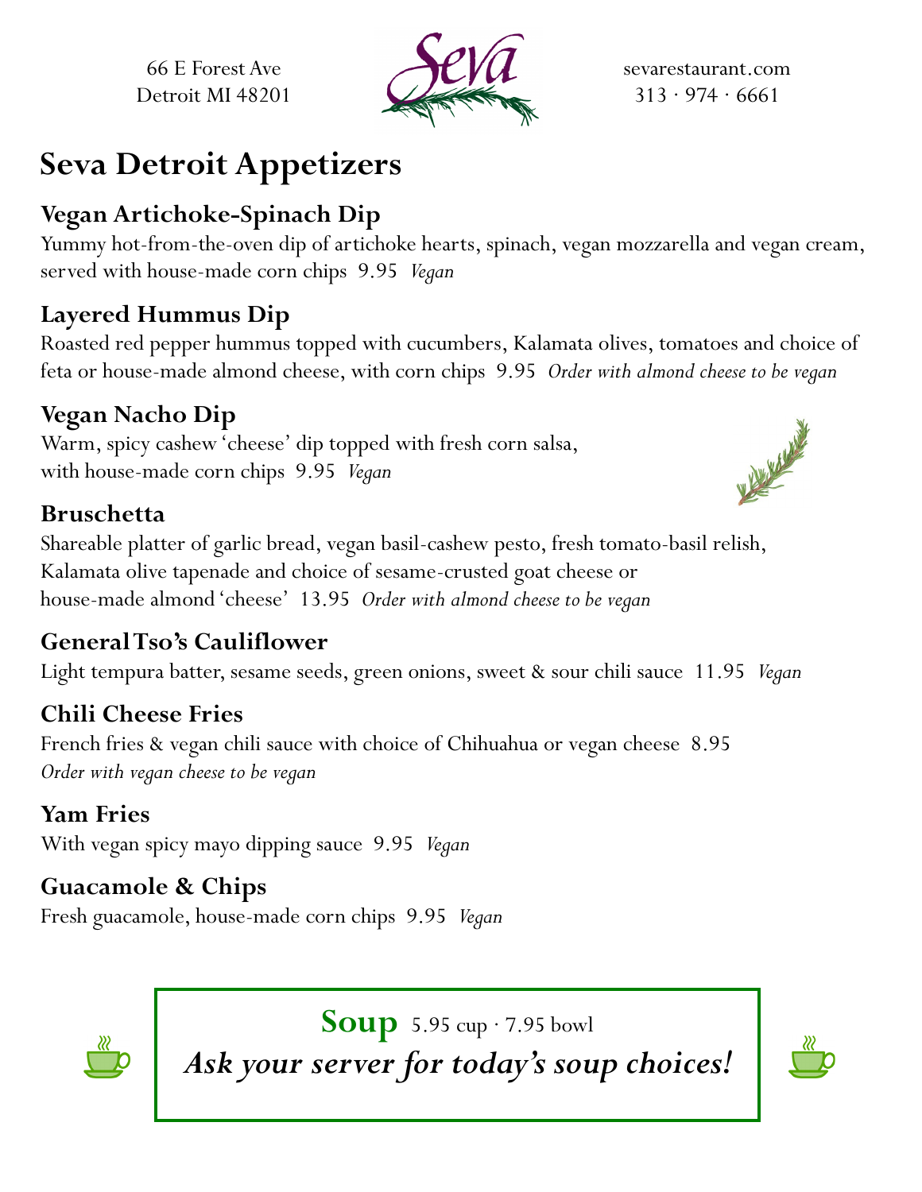66 E Forest Ave
Detroit MI 48201

Seva

sevarestaurant.com
313 · 974 · 6661

# Seva Detroit Appetizers

## Vegan Artichoke-Spinach Dip

Yummy hot-from-the-oven dip of artichoke hearts, spinach, vegan mozzarella and vegan cream, served with house-made corn chips 9.95 *Vegan*

## Layered Hummus Dip

Roasted red pepper hummus topped with cucumbers, Kalamata olives, tomatoes and choice of feta or house-made almond cheese, with corn chips 9.95 *Order with almond cheese to be vegan*

## Vegan Nacho Dip

Warm, spicy cashew 'cheese' dip topped with fresh corn salsa, with house-made corn chips 9.95 *Vegan*

## Bruschetta

Shareable platter of garlic bread, vegan basil-cashew pesto, fresh tomato-basil relish, Kalamata olive tapenade and choice of sesame-crusted goat cheese or house-made almond 'cheese' 13.95 *Order with almond cheese to be vegan*

## General Tso's Cauliflower

Light tempura batter, sesame seeds, green onions, sweet & sour chili sauce 11.95 *Vegan*

## Chili Cheese Fries

French fries & vegan chili sauce with choice of Chihuahua or vegan cheese 8.95
*Order with vegan cheese to be vegan*

## Yam Fries

With vegan spicy mayo dipping sauce 9.95 *Vegan*

## Guacamole & Chips

Fresh guacamole, house-made corn chips 9.95 *Vegan*

**Soup** 5.95 cup · 7.95 bowl

***Ask your server for today's soup choices!***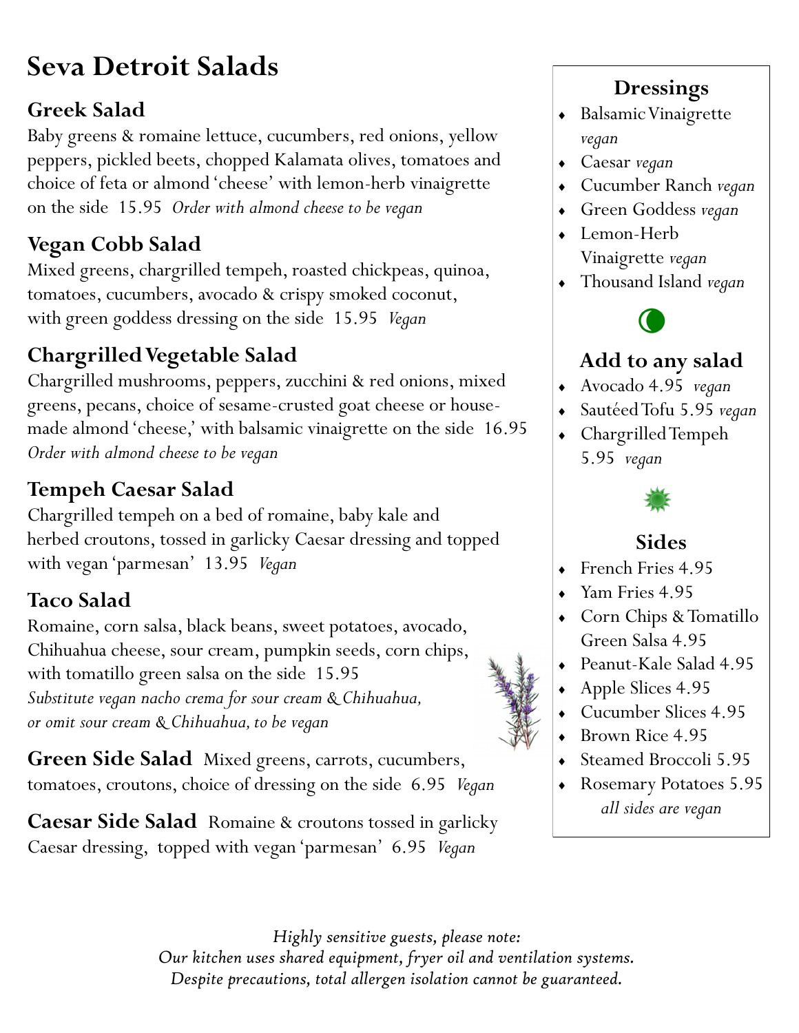# Seva Detroit Salads

### Greek Salad

Baby greens & romaine lettuce, cucumbers, red onions, yellow peppers, pickled beets, chopped Kalamata olives, tomatoes and choice of feta or almond 'cheese' with lemon-herb vinaigrette on the side 15.95 *Order with almond cheese to be vegan*

### Vegan Cobb Salad

Mixed greens, chargrilled tempeh, roasted chickpeas, quinoa, tomatoes, cucumbers, avocado & crispy smoked coconut, with green goddess dressing on the side 15.95 *Vegan*

### Chargrilled Vegetable Salad

Chargrilled mushrooms, peppers, zucchini & red onions, mixed greens, pecans, choice of sesame-crusted goat cheese or house-made almond 'cheese,' with balsamic vinaigrette on the side 16.95
*Order with almond cheese to be vegan*

### Tempeh Caesar Salad

Chargrilled tempeh on a bed of romaine, baby kale and herbed croutons, tossed in garlicky Caesar dressing and topped with vegan 'parmesan' 13.95 *Vegan*

### Taco Salad

Romaine, corn salsa, black beans, sweet potatoes, avocado, Chihuahua cheese, sour cream, pumpkin seeds, corn chips, with tomatillo green salsa on the side 15.95
*Substitute vegan nacho crema for sour cream & Chihuahua, or omit sour cream & Chihuahua, to be vegan*

**Green Side Salad** Mixed greens, carrots, cucumbers, tomatoes, croutons, choice of dressing on the side 6.95 *Vegan*

**Caesar Side Salad** Romaine & croutons tossed in garlicky Caesar dressing, topped with vegan 'parmesan' 6.95 *Vegan*

### Dressings

- Balsamic Vinaigrette *vegan*
- Caesar *vegan*
- Cucumber Ranch *vegan*
- Green Goddess *vegan*
- Lemon-Herb Vinaigrette *vegan*
- Thousand Island *vegan*

### Add to any salad

- Avocado 4.95 *vegan*
- Sautéed Tofu 5.95 *vegan*
- Chargrilled Tempeh 5.95 *vegan*

### Sides

- French Fries 4.95
- Yam Fries 4.95
- Corn Chips & Tomatillo Green Salsa 4.95
- Peanut-Kale Salad 4.95
- Apple Slices 4.95
- Cucumber Slices 4.95
- Brown Rice 4.95
- Steamed Broccoli 5.95
- Rosemary Potatoes 5.95

*all sides are vegan*

*Highly sensitive guests, please note:*
*Our kitchen uses shared equipment, fryer oil and ventilation systems.*
*Despite precautions, total allergen isolation cannot be guaranteed.*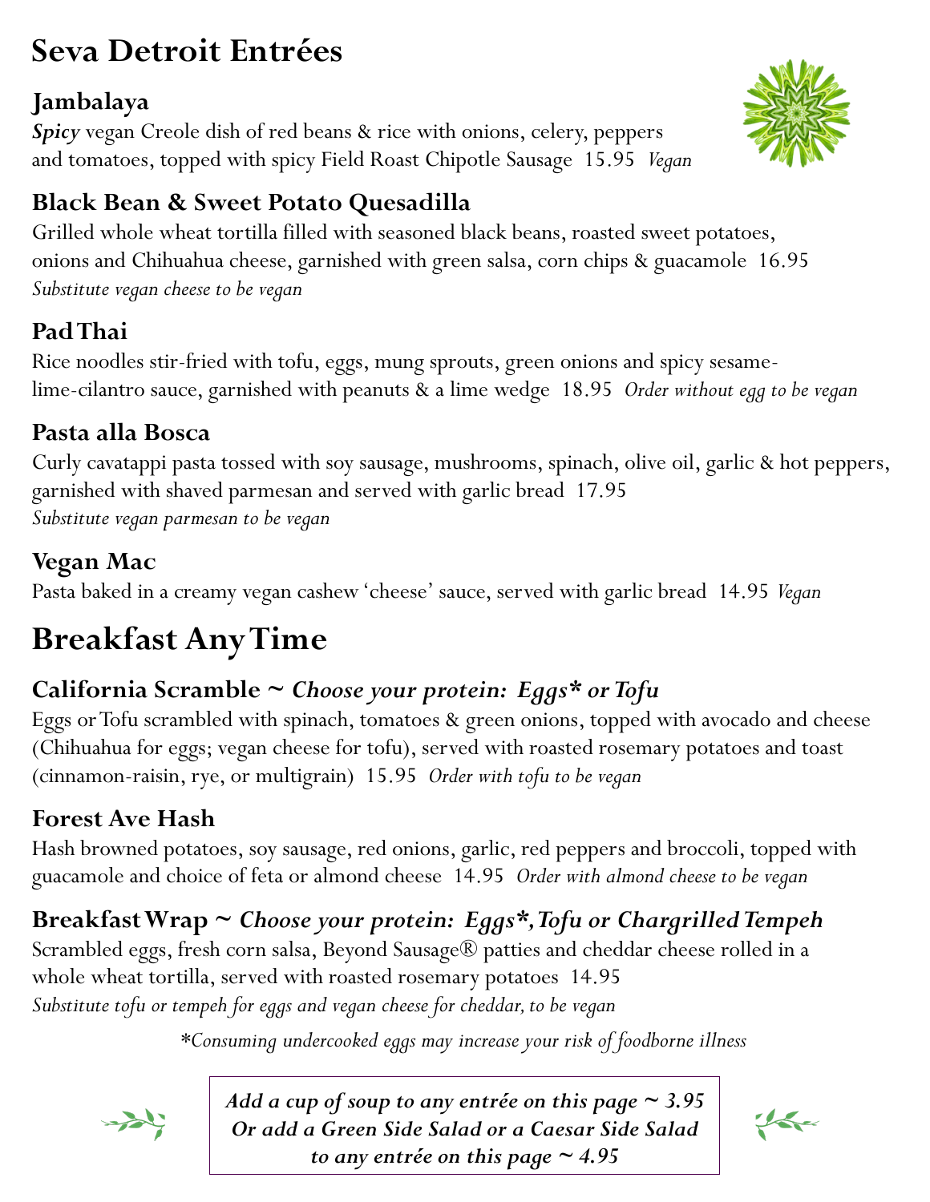# Seva Detroit Entrées

### Jambalaya

***Spicy*** vegan Creole dish of red beans & rice with onions, celery, peppers and tomatoes, topped with spicy Field Roast Chipotle Sausage 15.95 *Vegan*

### Black Bean & Sweet Potato Quesadilla

Grilled whole wheat tortilla filled with seasoned black beans, roasted sweet potatoes, onions and Chihuahua cheese, garnished with green salsa, corn chips & guacamole 16.95
*Substitute vegan cheese to be vegan*

### Pad Thai

Rice noodles stir-fried with tofu, eggs, mung sprouts, green onions and spicy sesame-lime-cilantro sauce, garnished with peanuts & a lime wedge 18.95 *Order without egg to be vegan*

### Pasta alla Bosca

Curly cavatappi pasta tossed with soy sausage, mushrooms, spinach, olive oil, garlic & hot peppers, garnished with shaved parmesan and served with garlic bread 17.95
*Substitute vegan parmesan to be vegan*

### Vegan Mac

Pasta baked in a creamy vegan cashew 'cheese' sauce, served with garlic bread 14.95 *Vegan*

# Breakfast Any Time

### California Scramble ~ *Choose your protein: Eggs* or Tofu*

Eggs or Tofu scrambled with spinach, tomatoes & green onions, topped with avocado and cheese (Chihuahua for eggs; vegan cheese for tofu), served with roasted rosemary potatoes and toast (cinnamon-raisin, rye, or multigrain) 15.95 *Order with tofu to be vegan*

### Forest Ave Hash

Hash browned potatoes, soy sausage, red onions, garlic, red peppers and broccoli, topped with guacamole and choice of feta or almond cheese 14.95 *Order with almond cheese to be vegan*

### Breakfast Wrap ~ *Choose your protein: Eggs*, Tofu or Chargrilled Tempeh*

Scrambled eggs, fresh corn salsa, Beyond Sausage® patties and cheddar cheese rolled in a whole wheat tortilla, served with roasted rosemary potatoes 14.95
*Substitute tofu or tempeh for eggs and vegan cheese for cheddar, to be vegan*

*\*Consuming undercooked eggs may increase your risk of foodborne illness*

***Add a cup of soup to any entrée on this page ~ 3.95***
***Or add a Green Side Salad or a Caesar Side Salad to any entrée on this page ~ 4.95***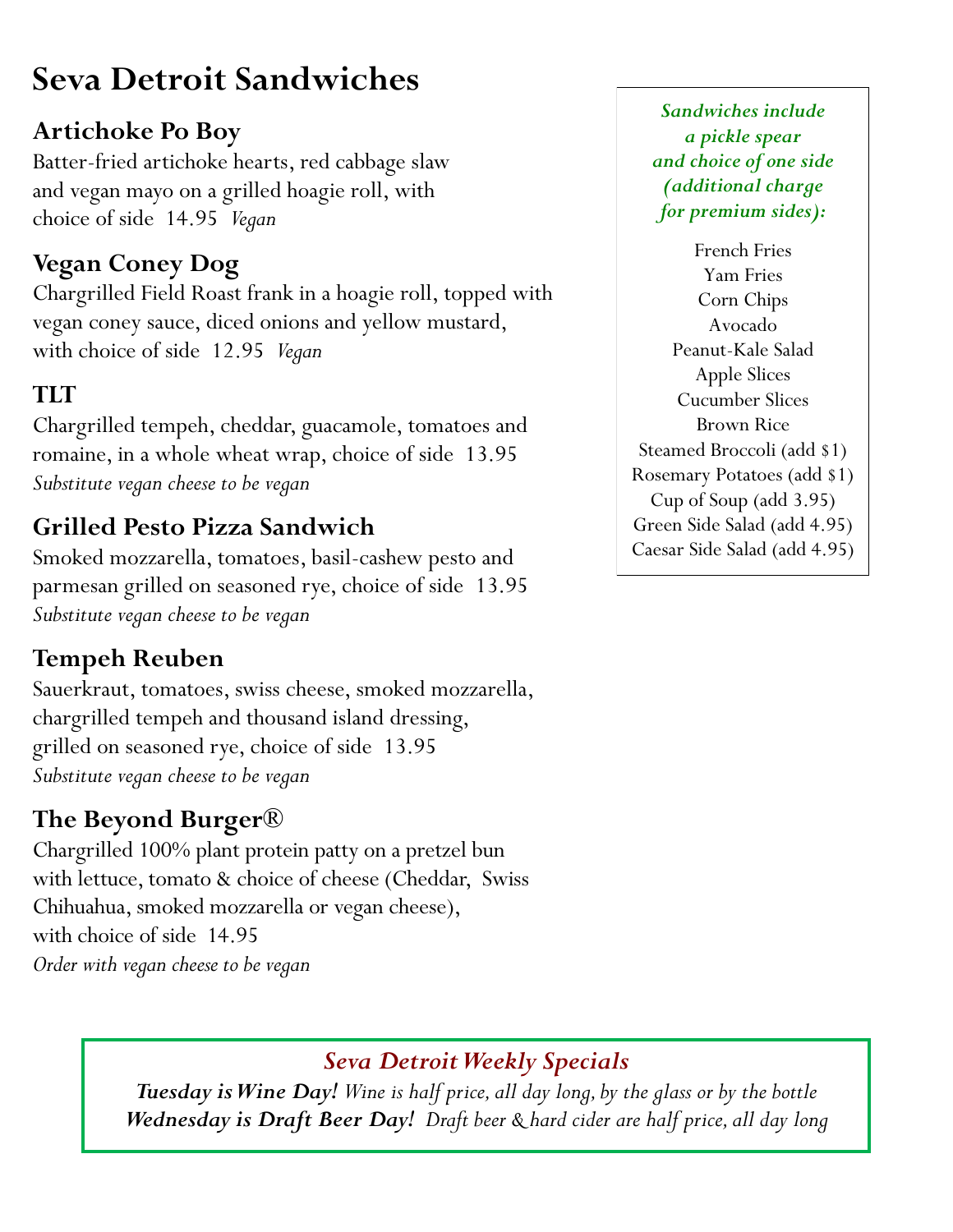# Seva Detroit Sandwiches

## Artichoke Po Boy

Batter-fried artichoke hearts, red cabbage slaw and vegan mayo on a grilled hoagie roll, with choice of side 14.95 *Vegan*

## Vegan Coney Dog

Chargrilled Field Roast frank in a hoagie roll, topped with vegan coney sauce, diced onions and yellow mustard, with choice of side 12.95 *Vegan*

## TLT

Chargrilled tempeh, cheddar, guacamole, tomatoes and romaine, in a whole wheat wrap, choice of side 13.95
*Substitute vegan cheese to be vegan*

## Grilled Pesto Pizza Sandwich

Smoked mozzarella, tomatoes, basil-cashew pesto and parmesan grilled on seasoned rye, choice of side 13.95
*Substitute vegan cheese to be vegan*

## Tempeh Reuben

Sauerkraut, tomatoes, swiss cheese, smoked mozzarella, chargrilled tempeh and thousand island dressing, grilled on seasoned rye, choice of side 13.95
*Substitute vegan cheese to be vegan*

## The Beyond Burger®

Chargrilled 100% plant protein patty on a pretzel bun with lettuce, tomato & choice of cheese (Cheddar, Swiss Chihuahua, smoked mozzarella or vegan cheese), with choice of side 14.95
*Order with vegan cheese to be vegan*

***Sandwiches include a pickle spear and choice of one side (additional charge for premium sides):***

French Fries
Yam Fries
Corn Chips
Avocado
Peanut-Kale Salad
Apple Slices
Cucumber Slices
Brown Rice
Steamed Broccoli (add $1)
Rosemary Potatoes (add $1)
Cup of Soup (add 3.95)
Green Side Salad (add 4.95)
Caesar Side Salad (add 4.95)

### *Seva Detroit Weekly Specials*

***Tuesday is Wine Day!*** *Wine is half price, all day long, by the glass or by the bottle*
***Wednesday is Draft Beer Day!*** *Draft beer & hard cider are half price, all day long*